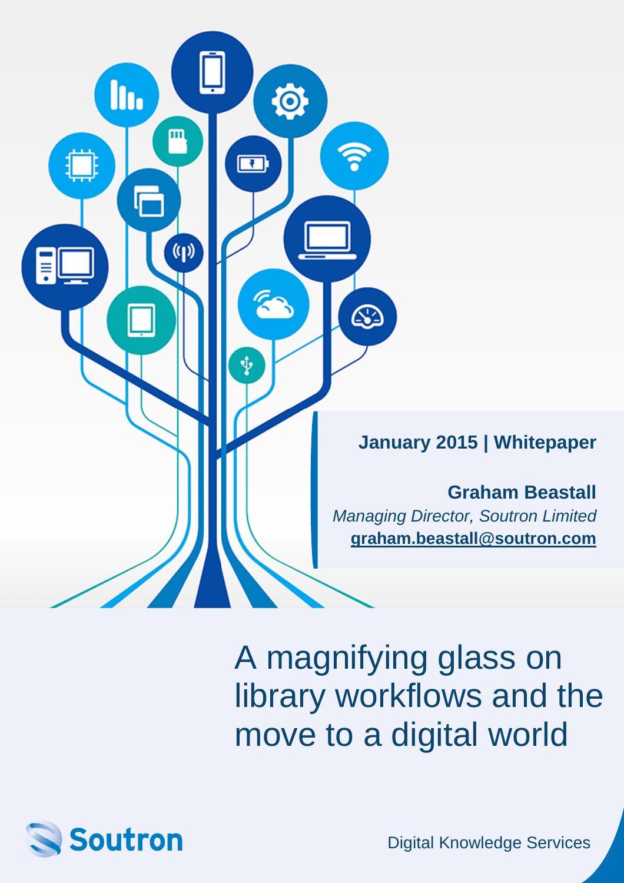**January 2015 | Whitepaper**

**Graham Beastall**
*Managing Director, Soutron Limited*
**graham.beastall@soutron.com**

# A magnifying glass on library workflows and the move to a digital world

Soutron

Digital Knowledge Services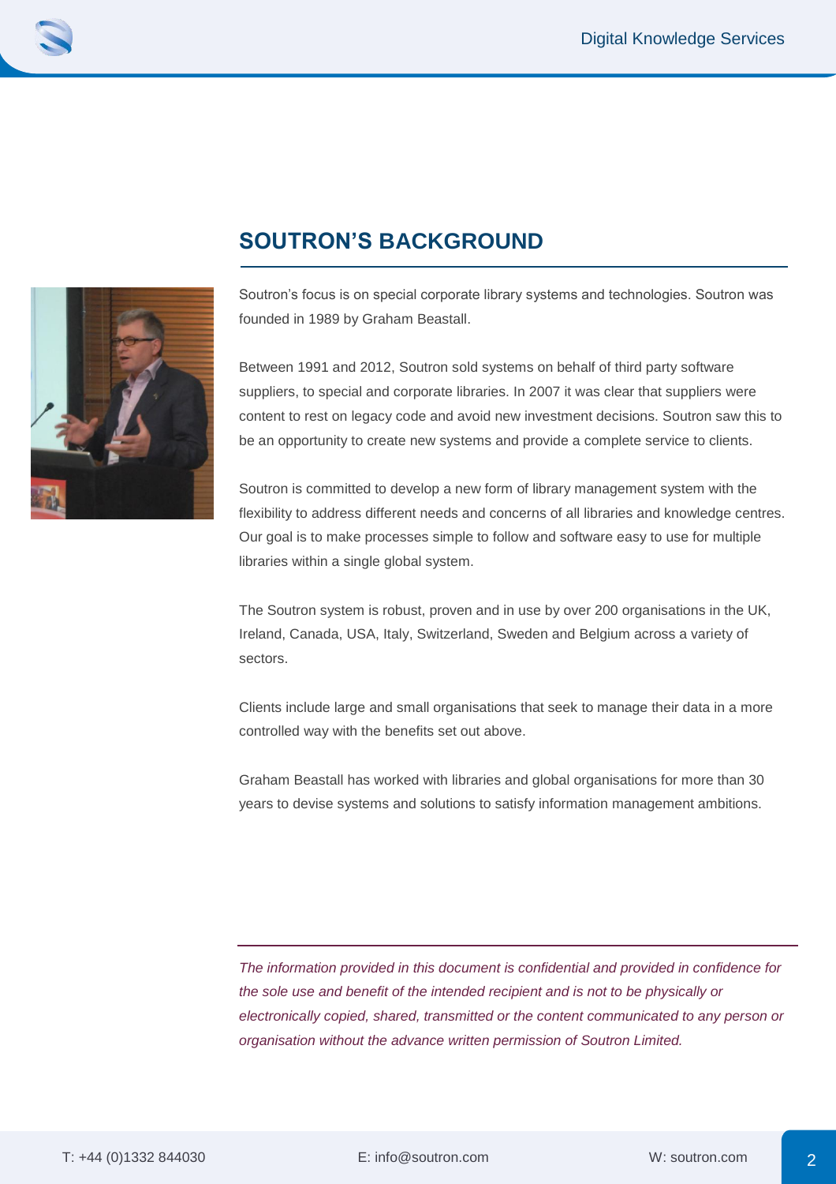## SOUTRON'S BACKGROUND

Soutron's focus is on special corporate library systems and technologies. Soutron was founded in 1989 by Graham Beastall.

Between 1991 and 2012, Soutron sold systems on behalf of third party software suppliers, to special and corporate libraries. In 2007 it was clear that suppliers were content to rest on legacy code and avoid new investment decisions. Soutron saw this to be an opportunity to create new systems and provide a complete service to clients.

Soutron is committed to develop a new form of library management system with the flexibility to address different needs and concerns of all libraries and knowledge centres. Our goal is to make processes simple to follow and software easy to use for multiple libraries within a single global system.

The Soutron system is robust, proven and in use by over 200 organisations in the UK, Ireland, Canada, USA, Italy, Switzerland, Sweden and Belgium across a variety of sectors.

Clients include large and small organisations that seek to manage their data in a more controlled way with the benefits set out above.

Graham Beastall has worked with libraries and global organisations for more than 30 years to devise systems and solutions to satisfy information management ambitions.

*The information provided in this document is confidential and provided in confidence for the sole use and benefit of the intended recipient and is not to be physically or electronically copied, shared, transmitted or the content communicated to any person or organisation without the advance written permission of Soutron Limited.*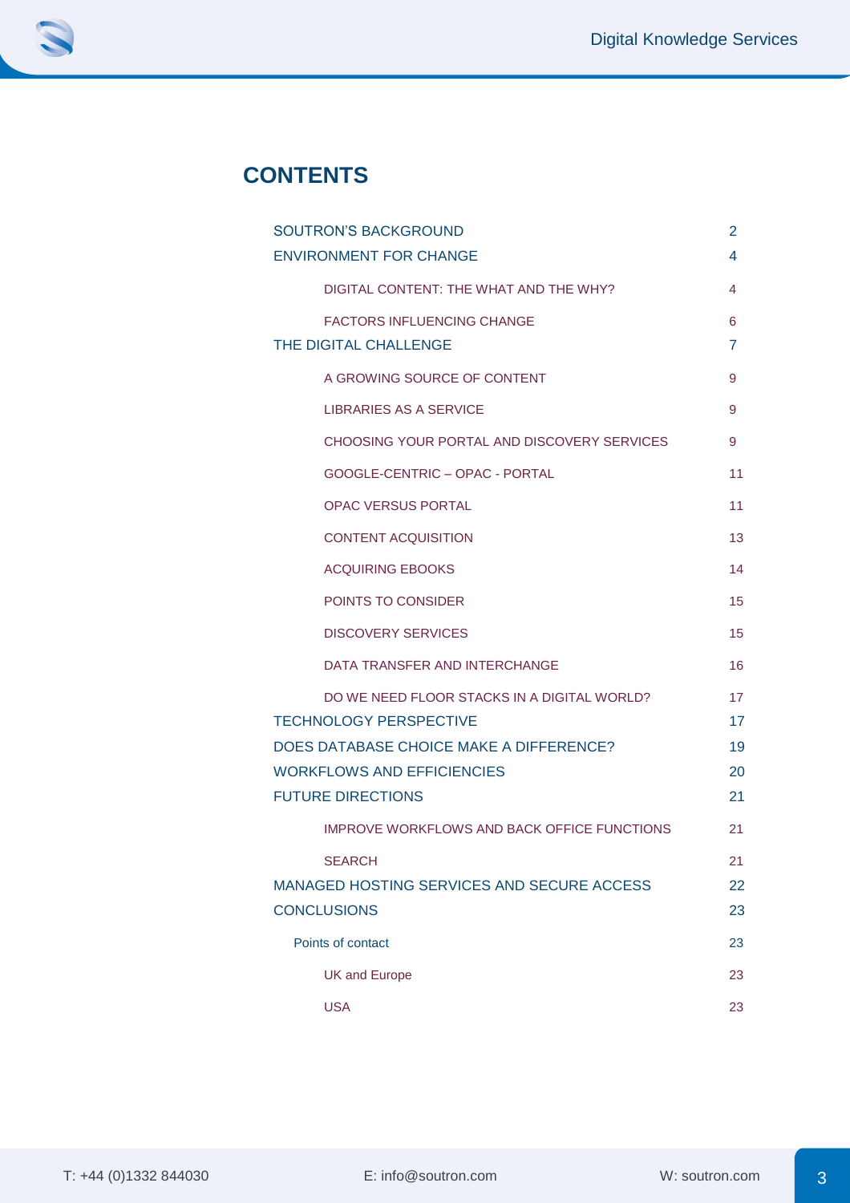## CONTENTS

| | |
|---|---|
| SOUTRON'S BACKGROUND | 2 |
| ENVIRONMENT FOR CHANGE | 4 |
| DIGITAL CONTENT: THE WHAT AND THE WHY? | 4 |
| FACTORS INFLUENCING CHANGE | 6 |
| THE DIGITAL CHALLENGE | 7 |
| A GROWING SOURCE OF CONTENT | 9 |
| LIBRARIES AS A SERVICE | 9 |
| CHOOSING YOUR PORTAL AND DISCOVERY SERVICES | 9 |
| GOOGLE-CENTRIC – OPAC - PORTAL | 11 |
| OPAC VERSUS PORTAL | 11 |
| CONTENT ACQUISITION | 13 |
| ACQUIRING EBOOKS | 14 |
| POINTS TO CONSIDER | 15 |
| DISCOVERY SERVICES | 15 |
| DATA TRANSFER AND INTERCHANGE | 16 |
| DO WE NEED FLOOR STACKS IN A DIGITAL WORLD? | 17 |
| TECHNOLOGY PERSPECTIVE | 17 |
| DOES DATABASE CHOICE MAKE A DIFFERENCE? | 19 |
| WORKFLOWS AND EFFICIENCIES | 20 |
| FUTURE DIRECTIONS | 21 |
| IMPROVE WORKFLOWS AND BACK OFFICE FUNCTIONS | 21 |
| SEARCH | 21 |
| MANAGED HOSTING SERVICES AND SECURE ACCESS | 22 |
| CONCLUSIONS | 23 |
| Points of contact | 23 |
| UK and Europe | 23 |
| USA | 23 |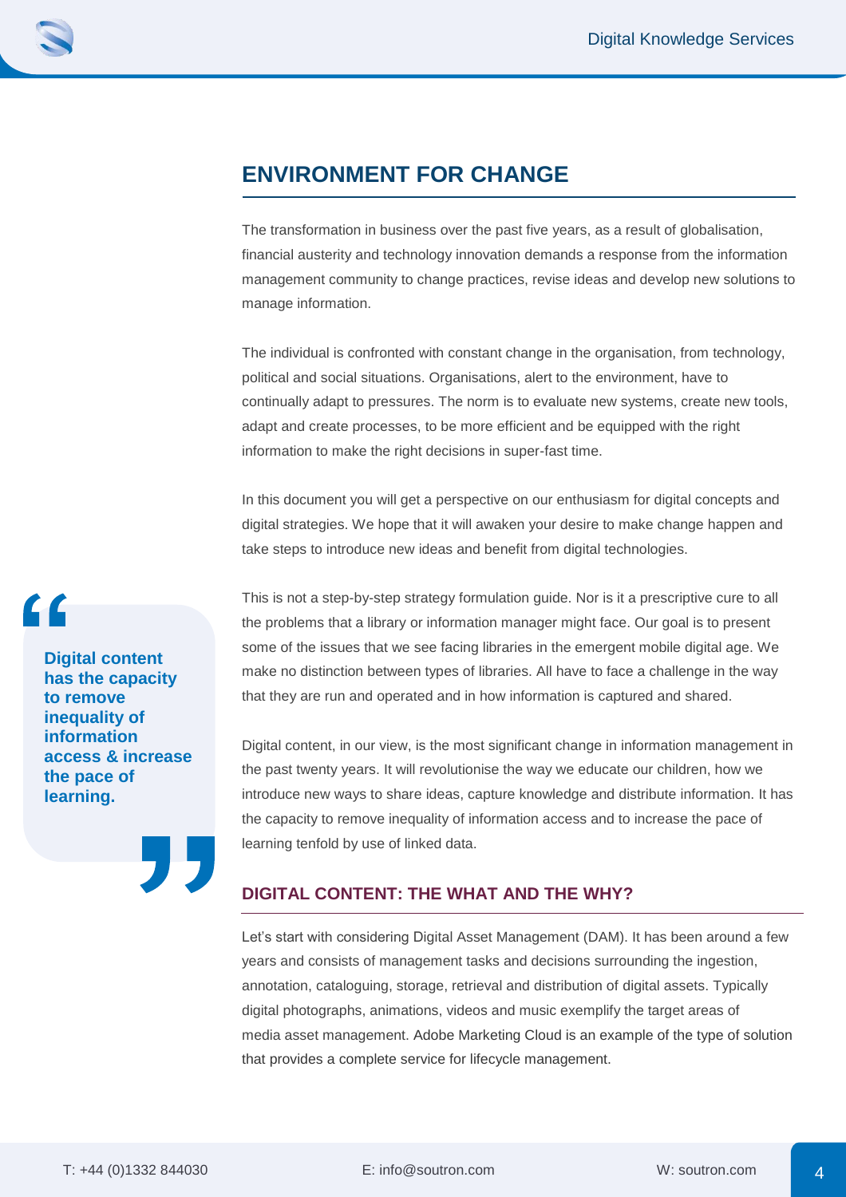## ENVIRONMENT FOR CHANGE

The transformation in business over the past five years, as a result of globalisation, financial austerity and technology innovation demands a response from the information management community to change practices, revise ideas and develop new solutions to manage information.

The individual is confronted with constant change in the organisation, from technology, political and social situations. Organisations, alert to the environment, have to continually adapt to pressures. The norm is to evaluate new systems, create new tools, adapt and create processes, to be more efficient and be equipped with the right information to make the right decisions in super-fast time.

In this document you will get a perspective on our enthusiasm for digital concepts and digital strategies. We hope that it will awaken your desire to make change happen and take steps to introduce new ideas and benefit from digital technologies.

This is not a step-by-step strategy formulation guide. Nor is it a prescriptive cure to all the problems that a library or information manager might face. Our goal is to present some of the issues that we see facing libraries in the emergent mobile digital age. We make no distinction between types of libraries. All have to face a challenge in the way that they are run and operated and in how information is captured and shared.

> **Digital content has the capacity to remove inequality of information access & increase the pace of learning.**

Digital content, in our view, is the most significant change in information management in the past twenty years. It will revolutionise the way we educate our children, how we introduce new ways to share ideas, capture knowledge and distribute information. It has the capacity to remove inequality of information access and to increase the pace of learning tenfold by use of linked data.

### DIGITAL CONTENT: THE WHAT AND THE WHY?

Let's start with considering Digital Asset Management (DAM). It has been around a few years and consists of management tasks and decisions surrounding the ingestion, annotation, cataloguing, storage, retrieval and distribution of digital assets. Typically digital photographs, animations, videos and music exemplify the target areas of media asset management. Adobe Marketing Cloud is an example of the type of solution that provides a complete service for lifecycle management.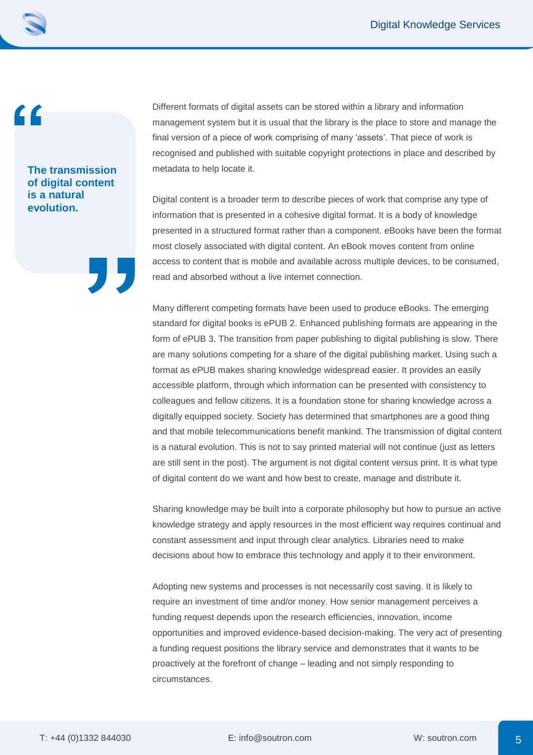> **The transmission of digital content is a natural evolution.**

Different formats of digital assets can be stored within a library and information management system but it is usual that the library is the place to store and manage the final version of a piece of work comprising of many 'assets'. That piece of work is recognised and published with suitable copyright protections in place and described by metadata to help locate it.

Digital content is a broader term to describe pieces of work that comprise any type of information that is presented in a cohesive digital format. It is a body of knowledge presented in a structured format rather than a component. eBooks have been the format most closely associated with digital content. An eBook moves content from online access to content that is mobile and available across multiple devices, to be consumed, read and absorbed without a live internet connection.

Many different competing formats have been used to produce eBooks. The emerging standard for digital books is ePUB 2. Enhanced publishing formats are appearing in the form of ePUB 3. The transition from paper publishing to digital publishing is slow. There are many solutions competing for a share of the digital publishing market. Using such a format as ePUB makes sharing knowledge widespread easier. It provides an easily accessible platform, through which information can be presented with consistency to colleagues and fellow citizens. It is a foundation stone for sharing knowledge across a digitally equipped society. Society has determined that smartphones are a good thing and that mobile telecommunications benefit mankind. The transmission of digital content is a natural evolution. This is not to say printed material will not continue (just as letters are still sent in the post). The argument is not digital content versus print. It is what type of digital content do we want and how best to create, manage and distribute it.

Sharing knowledge may be built into a corporate philosophy but how to pursue an active knowledge strategy and apply resources in the most efficient way requires continual and constant assessment and input through clear analytics. Libraries need to make decisions about how to embrace this technology and apply it to their environment.

Adopting new systems and processes is not necessarily cost saving. It is likely to require an investment of time and/or money. How senior management perceives a funding request depends upon the research efficiencies, innovation, income opportunities and improved evidence-based decision-making. The very act of presenting a funding request positions the library service and demonstrates that it wants to be proactively at the forefront of change – leading and not simply responding to circumstances.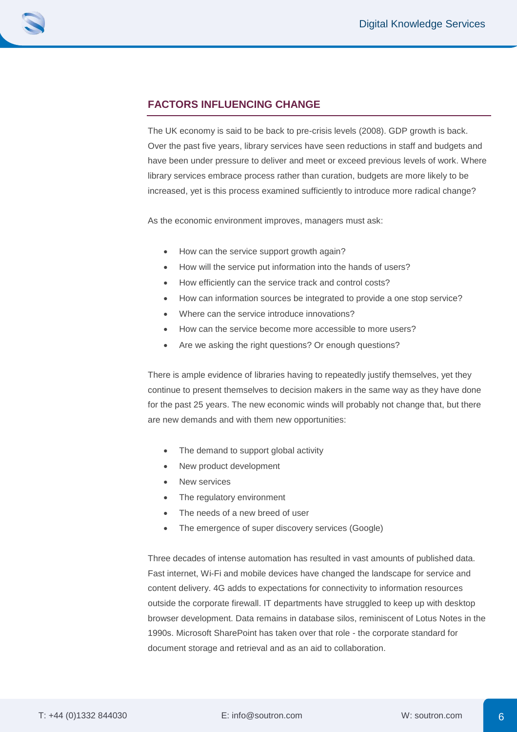## FACTORS INFLUENCING CHANGE

The UK economy is said to be back to pre-crisis levels (2008). GDP growth is back. Over the past five years, library services have seen reductions in staff and budgets and have been under pressure to deliver and meet or exceed previous levels of work. Where library services embrace process rather than curation, budgets are more likely to be increased, yet is this process examined sufficiently to introduce more radical change?

As the economic environment improves, managers must ask:

- How can the service support growth again?
- How will the service put information into the hands of users?
- How efficiently can the service track and control costs?
- How can information sources be integrated to provide a one stop service?
- Where can the service introduce innovations?
- How can the service become more accessible to more users?
- Are we asking the right questions? Or enough questions?

There is ample evidence of libraries having to repeatedly justify themselves, yet they continue to present themselves to decision makers in the same way as they have done for the past 25 years. The new economic winds will probably not change that, but there are new demands and with them new opportunities:

- The demand to support global activity
- New product development
- New services
- The regulatory environment
- The needs of a new breed of user
- The emergence of super discovery services (Google)

Three decades of intense automation has resulted in vast amounts of published data. Fast internet, Wi-Fi and mobile devices have changed the landscape for service and content delivery. 4G adds to expectations for connectivity to information resources outside the corporate firewall. IT departments have struggled to keep up with desktop browser development. Data remains in database silos, reminiscent of Lotus Notes in the 1990s. Microsoft SharePoint has taken over that role - the corporate standard for document storage and retrieval and as an aid to collaboration.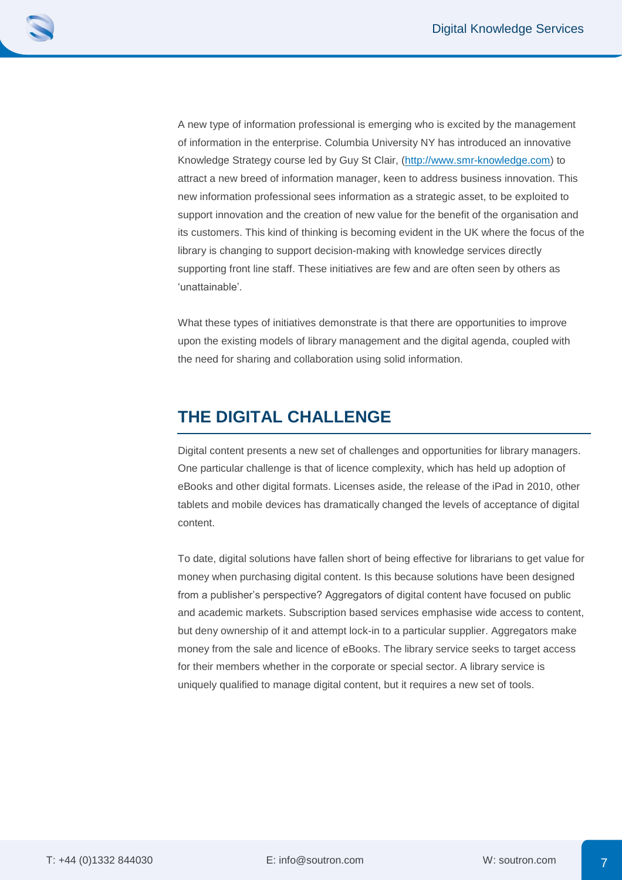A new type of information professional is emerging who is excited by the management of information in the enterprise. Columbia University NY has introduced an innovative Knowledge Strategy course led by Guy St Clair, ([http://www.smr-knowledge.com](http://www.smr-knowledge.com)) to attract a new breed of information manager, keen to address business innovation. This new information professional sees information as a strategic asset, to be exploited to support innovation and the creation of new value for the benefit of the organisation and its customers. This kind of thinking is becoming evident in the UK where the focus of the library is changing to support decision-making with knowledge services directly supporting front line staff. These initiatives are few and are often seen by others as 'unattainable'.

What these types of initiatives demonstrate is that there are opportunities to improve upon the existing models of library management and the digital agenda, coupled with the need for sharing and collaboration using solid information.

## THE DIGITAL CHALLENGE

Digital content presents a new set of challenges and opportunities for library managers. One particular challenge is that of licence complexity, which has held up adoption of eBooks and other digital formats. Licenses aside, the release of the iPad in 2010, other tablets and mobile devices has dramatically changed the levels of acceptance of digital content.

To date, digital solutions have fallen short of being effective for librarians to get value for money when purchasing digital content. Is this because solutions have been designed from a publisher's perspective? Aggregators of digital content have focused on public and academic markets. Subscription based services emphasise wide access to content, but deny ownership of it and attempt lock-in to a particular supplier. Aggregators make money from the sale and licence of eBooks. The library service seeks to target access for their members whether in the corporate or special sector. A library service is uniquely qualified to manage digital content, but it requires a new set of tools.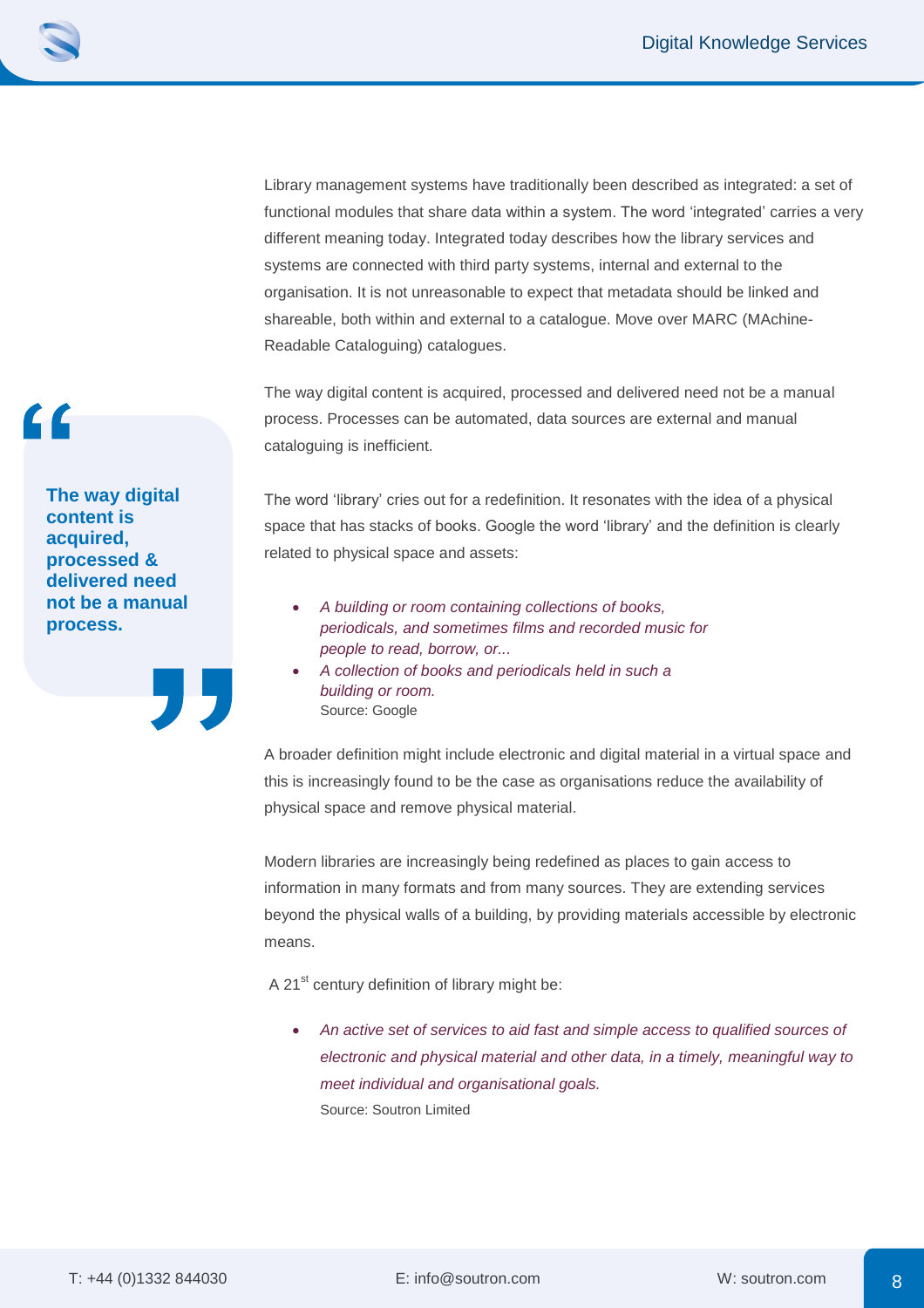Library management systems have traditionally been described as integrated: a set of functional modules that share data within a system. The word 'integrated' carries a very different meaning today. Integrated today describes how the library services and systems are connected with third party systems, internal and external to the organisation. It is not unreasonable to expect that metadata should be linked and shareable, both within and external to a catalogue. Move over MARC (MAchine-Readable Cataloguing) catalogues.

> **The way digital content is acquired, processed & delivered need not be a manual process.**

The way digital content is acquired, processed and delivered need not be a manual process. Processes can be automated, data sources are external and manual cataloguing is inefficient.

The word 'library' cries out for a redefinition. It resonates with the idea of a physical space that has stacks of books. Google the word 'library' and the definition is clearly related to physical space and assets:

- *A building or room containing collections of books, periodicals, and sometimes films and recorded music for people to read, borrow, or...*
- *A collection of books and periodicals held in such a building or room.*
  Source: Google

A broader definition might include electronic and digital material in a virtual space and this is increasingly found to be the case as organisations reduce the availability of physical space and remove physical material.

Modern libraries are increasingly being redefined as places to gain access to information in many formats and from many sources. They are extending services beyond the physical walls of a building, by providing materials accessible by electronic means.

A 21st century definition of library might be:

- *An active set of services to aid fast and simple access to qualified sources of electronic and physical material and other data, in a timely, meaningful way to meet individual and organisational goals.*
  Source: Soutron Limited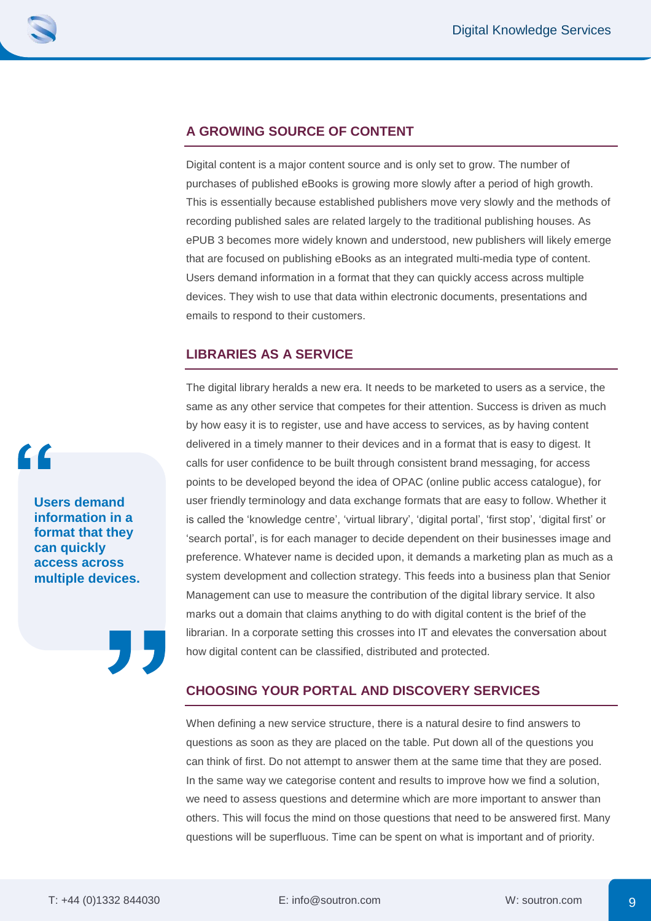## A GROWING SOURCE OF CONTENT

Digital content is a major content source and is only set to grow. The number of purchases of published eBooks is growing more slowly after a period of high growth. This is essentially because established publishers move very slowly and the methods of recording published sales are related largely to the traditional publishing houses. As ePUB 3 becomes more widely known and understood, new publishers will likely emerge that are focused on publishing eBooks as an integrated multi-media type of content. Users demand information in a format that they can quickly access across multiple devices. They wish to use that data within electronic documents, presentations and emails to respond to their customers.

> **"Users demand information in a format that they can quickly access across multiple devices."**

## LIBRARIES AS A SERVICE

The digital library heralds a new era. It needs to be marketed to users as a service, the same as any other service that competes for their attention. Success is driven as much by how easy it is to register, use and have access to services, as by having content delivered in a timely manner to their devices and in a format that is easy to digest. It calls for user confidence to be built through consistent brand messaging, for access points to be developed beyond the idea of OPAC (online public access catalogue), for user friendly terminology and data exchange formats that are easy to follow. Whether it is called the 'knowledge centre', 'virtual library', 'digital portal', 'first stop', 'digital first' or 'search portal', is for each manager to decide dependent on their businesses image and preference. Whatever name is decided upon, it demands a marketing plan as much as a system development and collection strategy. This feeds into a business plan that Senior Management can use to measure the contribution of the digital library service. It also marks out a domain that claims anything to do with digital content is the brief of the librarian. In a corporate setting this crosses into IT and elevates the conversation about how digital content can be classified, distributed and protected.

## CHOOSING YOUR PORTAL AND DISCOVERY SERVICES

When defining a new service structure, there is a natural desire to find answers to questions as soon as they are placed on the table. Put down all of the questions you can think of first. Do not attempt to answer them at the same time that they are posed. In the same way we categorise content and results to improve how we find a solution, we need to assess questions and determine which are more important to answer than others. This will focus the mind on those questions that need to be answered first. Many questions will be superfluous. Time can be spent on what is important and of priority.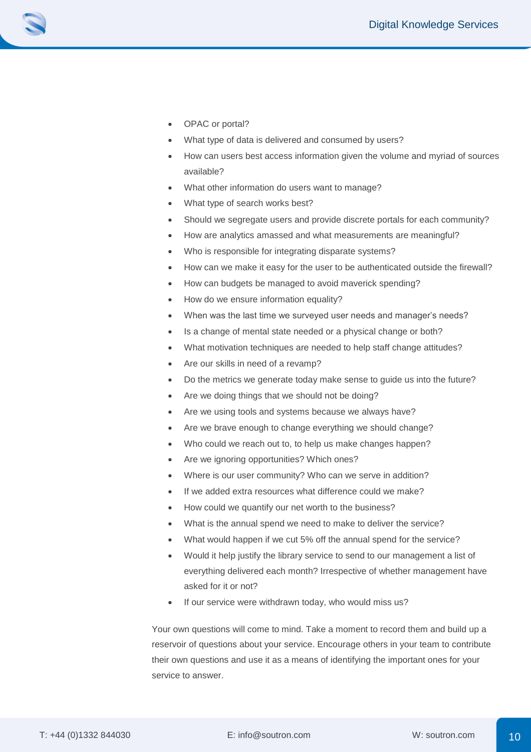- OPAC or portal?
- What type of data is delivered and consumed by users?
- How can users best access information given the volume and myriad of sources available?
- What other information do users want to manage?
- What type of search works best?
- Should we segregate users and provide discrete portals for each community?
- How are analytics amassed and what measurements are meaningful?
- Who is responsible for integrating disparate systems?
- How can we make it easy for the user to be authenticated outside the firewall?
- How can budgets be managed to avoid maverick spending?
- How do we ensure information equality?
- When was the last time we surveyed user needs and manager's needs?
- Is a change of mental state needed or a physical change or both?
- What motivation techniques are needed to help staff change attitudes?
- Are our skills in need of a revamp?
- Do the metrics we generate today make sense to guide us into the future?
- Are we doing things that we should not be doing?
- Are we using tools and systems because we always have?
- Are we brave enough to change everything we should change?
- Who could we reach out to, to help us make changes happen?
- Are we ignoring opportunities? Which ones?
- Where is our user community? Who can we serve in addition?
- If we added extra resources what difference could we make?
- How could we quantify our net worth to the business?
- What is the annual spend we need to make to deliver the service?
- What would happen if we cut 5% off the annual spend for the service?
- Would it help justify the library service to send to our management a list of everything delivered each month? Irrespective of whether management have asked for it or not?
- If our service were withdrawn today, who would miss us?

Your own questions will come to mind. Take a moment to record them and build up a reservoir of questions about your service. Encourage others in your team to contribute their own questions and use it as a means of identifying the important ones for your service to answer.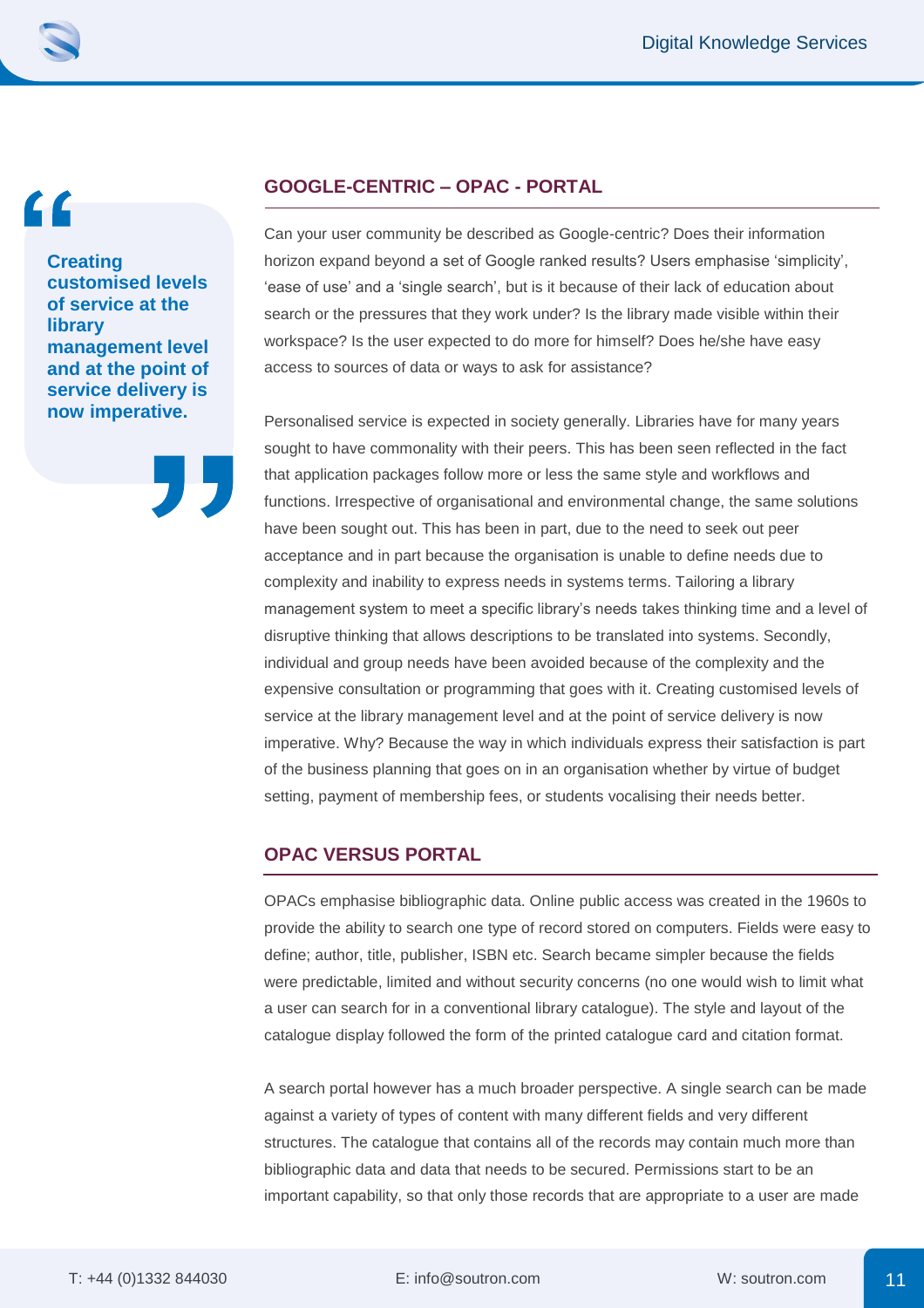> **Creating customised levels of service at the library management level and at the point of service delivery is now imperative.**

## GOOGLE-CENTRIC – OPAC - PORTAL

Can your user community be described as Google-centric? Does their information horizon expand beyond a set of Google ranked results? Users emphasise 'simplicity', 'ease of use' and a 'single search', but is it because of their lack of education about search or the pressures that they work under? Is the library made visible within their workspace? Is the user expected to do more for himself? Does he/she have easy access to sources of data or ways to ask for assistance?

Personalised service is expected in society generally. Libraries have for many years sought to have commonality with their peers. This has been seen reflected in the fact that application packages follow more or less the same style and workflows and functions. Irrespective of organisational and environmental change, the same solutions have been sought out. This has been in part, due to the need to seek out peer acceptance and in part because the organisation is unable to define needs due to complexity and inability to express needs in systems terms. Tailoring a library management system to meet a specific library's needs takes thinking time and a level of disruptive thinking that allows descriptions to be translated into systems. Secondly, individual and group needs have been avoided because of the complexity and the expensive consultation or programming that goes with it. Creating customised levels of service at the library management level and at the point of service delivery is now imperative. Why? Because the way in which individuals express their satisfaction is part of the business planning that goes on in an organisation whether by virtue of budget setting, payment of membership fees, or students vocalising their needs better.

## OPAC VERSUS PORTAL

OPACs emphasise bibliographic data. Online public access was created in the 1960s to provide the ability to search one type of record stored on computers. Fields were easy to define; author, title, publisher, ISBN etc. Search became simpler because the fields were predictable, limited and without security concerns (no one would wish to limit what a user can search for in a conventional library catalogue). The style and layout of the catalogue display followed the form of the printed catalogue card and citation format.

A search portal however has a much broader perspective. A single search can be made against a variety of types of content with many different fields and very different structures. The catalogue that contains all of the records may contain much more than bibliographic data and data that needs to be secured. Permissions start to be an important capability, so that only those records that are appropriate to a user are made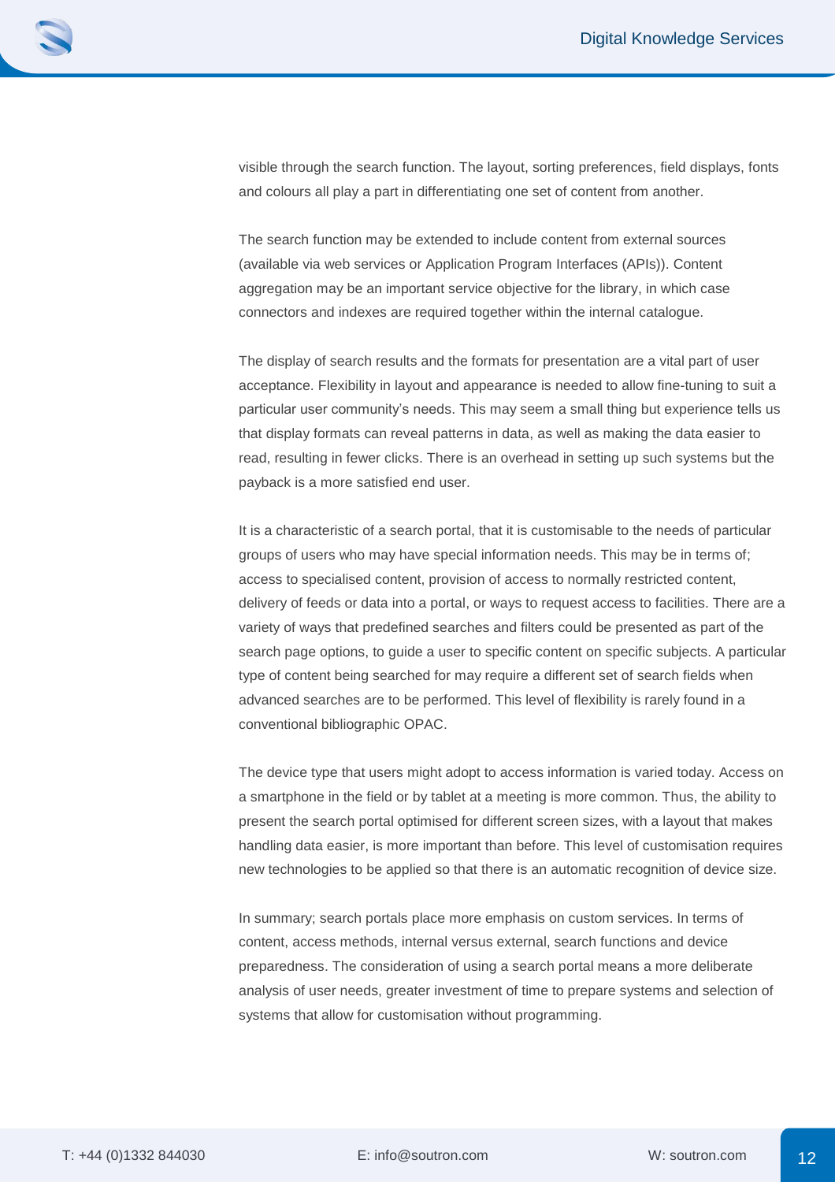visible through the search function. The layout, sorting preferences, field displays, fonts and colours all play a part in differentiating one set of content from another.

The search function may be extended to include content from external sources (available via web services or Application Program Interfaces (APIs)). Content aggregation may be an important service objective for the library, in which case connectors and indexes are required together within the internal catalogue.

The display of search results and the formats for presentation are a vital part of user acceptance. Flexibility in layout and appearance is needed to allow fine-tuning to suit a particular user community's needs. This may seem a small thing but experience tells us that display formats can reveal patterns in data, as well as making the data easier to read, resulting in fewer clicks. There is an overhead in setting up such systems but the payback is a more satisfied end user.

It is a characteristic of a search portal, that it is customisable to the needs of particular groups of users who may have special information needs. This may be in terms of; access to specialised content, provision of access to normally restricted content, delivery of feeds or data into a portal, or ways to request access to facilities. There are a variety of ways that predefined searches and filters could be presented as part of the search page options, to guide a user to specific content on specific subjects. A particular type of content being searched for may require a different set of search fields when advanced searches are to be performed. This level of flexibility is rarely found in a conventional bibliographic OPAC.

The device type that users might adopt to access information is varied today. Access on a smartphone in the field or by tablet at a meeting is more common. Thus, the ability to present the search portal optimised for different screen sizes, with a layout that makes handling data easier, is more important than before. This level of customisation requires new technologies to be applied so that there is an automatic recognition of device size.

In summary; search portals place more emphasis on custom services. In terms of content, access methods, internal versus external, search functions and device preparedness. The consideration of using a search portal means a more deliberate analysis of user needs, greater investment of time to prepare systems and selection of systems that allow for customisation without programming.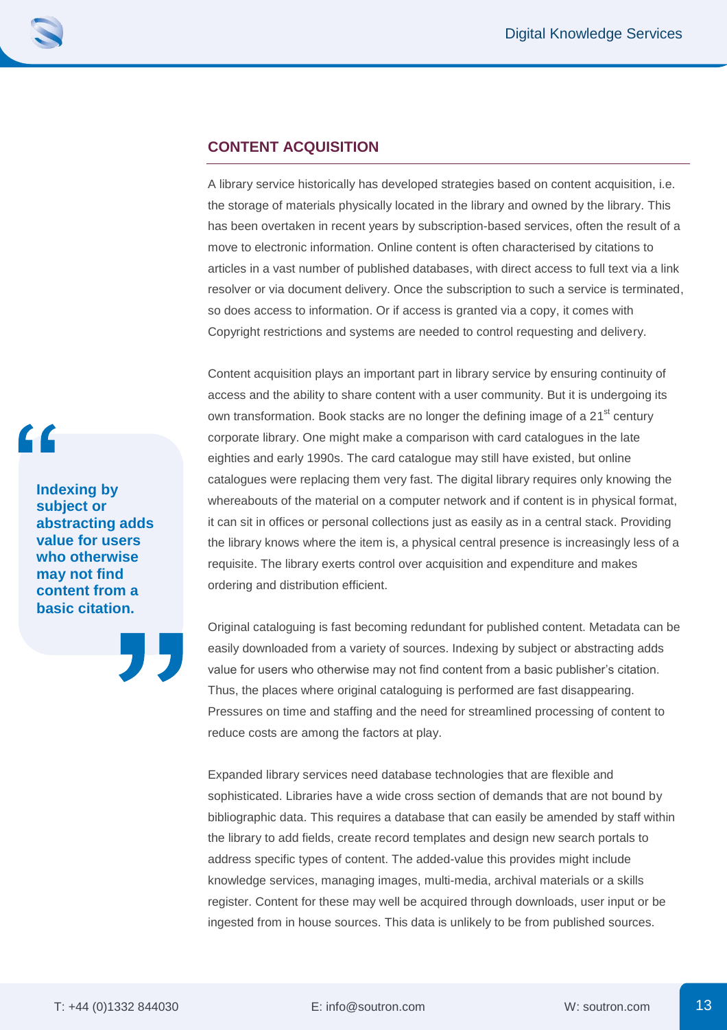## CONTENT ACQUISITION

A library service historically has developed strategies based on content acquisition, i.e. the storage of materials physically located in the library and owned by the library. This has been overtaken in recent years by subscription-based services, often the result of a move to electronic information. Online content is often characterised by citations to articles in a vast number of published databases, with direct access to full text via a link resolver or via document delivery. Once the subscription to such a service is terminated, so does access to information. Or if access is granted via a copy, it comes with Copyright restrictions and systems are needed to control requesting and delivery.

Content acquisition plays an important part in library service by ensuring continuity of access and the ability to share content with a user community. But it is undergoing its own transformation. Book stacks are no longer the defining image of a 21st century corporate library. One might make a comparison with card catalogues in the late eighties and early 1990s. The card catalogue may still have existed, but online catalogues were replacing them very fast. The digital library requires only knowing the whereabouts of the material on a computer network and if content is in physical format, it can sit in offices or personal collections just as easily as in a central stack. Providing the library knows where the item is, a physical central presence is increasingly less of a requisite. The library exerts control over acquisition and expenditure and makes ordering and distribution efficient.

> **Indexing by subject or abstracting adds value for users who otherwise may not find content from a basic citation.**

Original cataloguing is fast becoming redundant for published content. Metadata can be easily downloaded from a variety of sources. Indexing by subject or abstracting adds value for users who otherwise may not find content from a basic publisher's citation. Thus, the places where original cataloguing is performed are fast disappearing. Pressures on time and staffing and the need for streamlined processing of content to reduce costs are among the factors at play.

Expanded library services need database technologies that are flexible and sophisticated. Libraries have a wide cross section of demands that are not bound by bibliographic data. This requires a database that can easily be amended by staff within the library to add fields, create record templates and design new search portals to address specific types of content. The added-value this provides might include knowledge services, managing images, multi-media, archival materials or a skills register. Content for these may well be acquired through downloads, user input or be ingested from in house sources. This data is unlikely to be from published sources.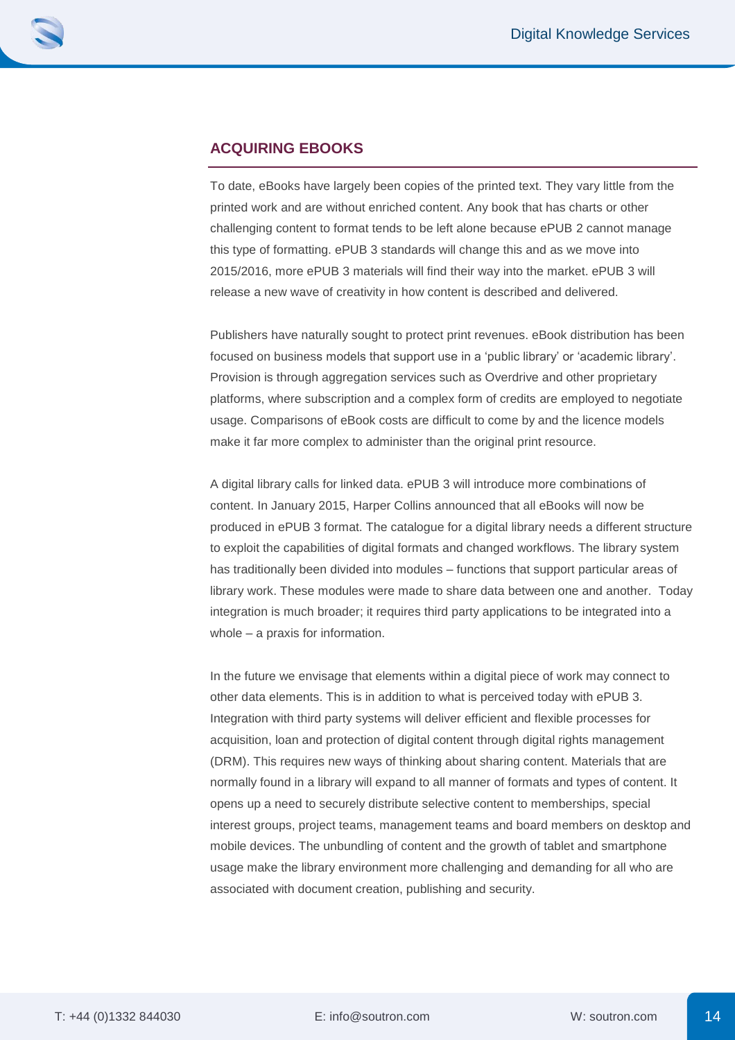## ACQUIRING EBOOKS

To date, eBooks have largely been copies of the printed text. They vary little from the printed work and are without enriched content. Any book that has charts or other challenging content to format tends to be left alone because ePUB 2 cannot manage this type of formatting. ePUB 3 standards will change this and as we move into 2015/2016, more ePUB 3 materials will find their way into the market. ePUB 3 will release a new wave of creativity in how content is described and delivered.

Publishers have naturally sought to protect print revenues. eBook distribution has been focused on business models that support use in a 'public library' or 'academic library'. Provision is through aggregation services such as Overdrive and other proprietary platforms, where subscription and a complex form of credits are employed to negotiate usage. Comparisons of eBook costs are difficult to come by and the licence models make it far more complex to administer than the original print resource.

A digital library calls for linked data. ePUB 3 will introduce more combinations of content. In January 2015, Harper Collins announced that all eBooks will now be produced in ePUB 3 format. The catalogue for a digital library needs a different structure to exploit the capabilities of digital formats and changed workflows. The library system has traditionally been divided into modules – functions that support particular areas of library work. These modules were made to share data between one and another. Today integration is much broader; it requires third party applications to be integrated into a whole – a praxis for information.

In the future we envisage that elements within a digital piece of work may connect to other data elements. This is in addition to what is perceived today with ePUB 3. Integration with third party systems will deliver efficient and flexible processes for acquisition, loan and protection of digital content through digital rights management (DRM). This requires new ways of thinking about sharing content. Materials that are normally found in a library will expand to all manner of formats and types of content. It opens up a need to securely distribute selective content to memberships, special interest groups, project teams, management teams and board members on desktop and mobile devices. The unbundling of content and the growth of tablet and smartphone usage make the library environment more challenging and demanding for all who are associated with document creation, publishing and security.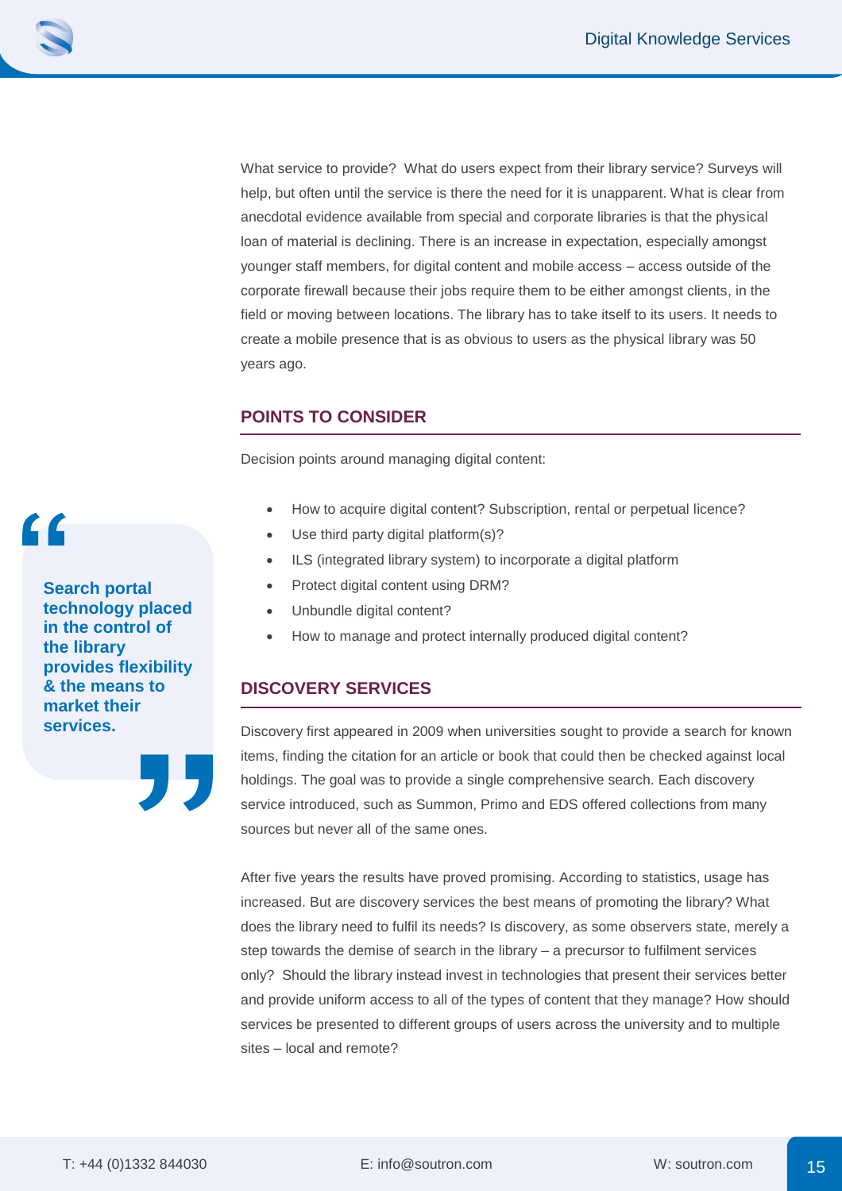What service to provide? What do users expect from their library service? Surveys will help, but often until the service is there the need for it is unapparent. What is clear from anecdotal evidence available from special and corporate libraries is that the physical loan of material is declining. There is an increase in expectation, especially amongst younger staff members, for digital content and mobile access – access outside of the corporate firewall because their jobs require them to be either amongst clients, in the field or moving between locations. The library has to take itself to its users. It needs to create a mobile presence that is as obvious to users as the physical library was 50 years ago.

## POINTS TO CONSIDER

Decision points around managing digital content:

- How to acquire digital content? Subscription, rental or perpetual licence?
- Use third party digital platform(s)?
- ILS (integrated library system) to incorporate a digital platform
- Protect digital content using DRM?
- Unbundle digital content?
- How to manage and protect internally produced digital content?

> **Search portal technology placed in the control of the library provides flexibility & the means to market their services.**

## DISCOVERY SERVICES

Discovery first appeared in 2009 when universities sought to provide a search for known items, finding the citation for an article or book that could then be checked against local holdings. The goal was to provide a single comprehensive search. Each discovery service introduced, such as Summon, Primo and EDS offered collections from many sources but never all of the same ones.

After five years the results have proved promising. According to statistics, usage has increased. But are discovery services the best means of promoting the library? What does the library need to fulfil its needs? Is discovery, as some observers state, merely a step towards the demise of search in the library – a precursor to fulfilment services only? Should the library instead invest in technologies that present their services better and provide uniform access to all of the types of content that they manage? How should services be presented to different groups of users across the university and to multiple sites – local and remote?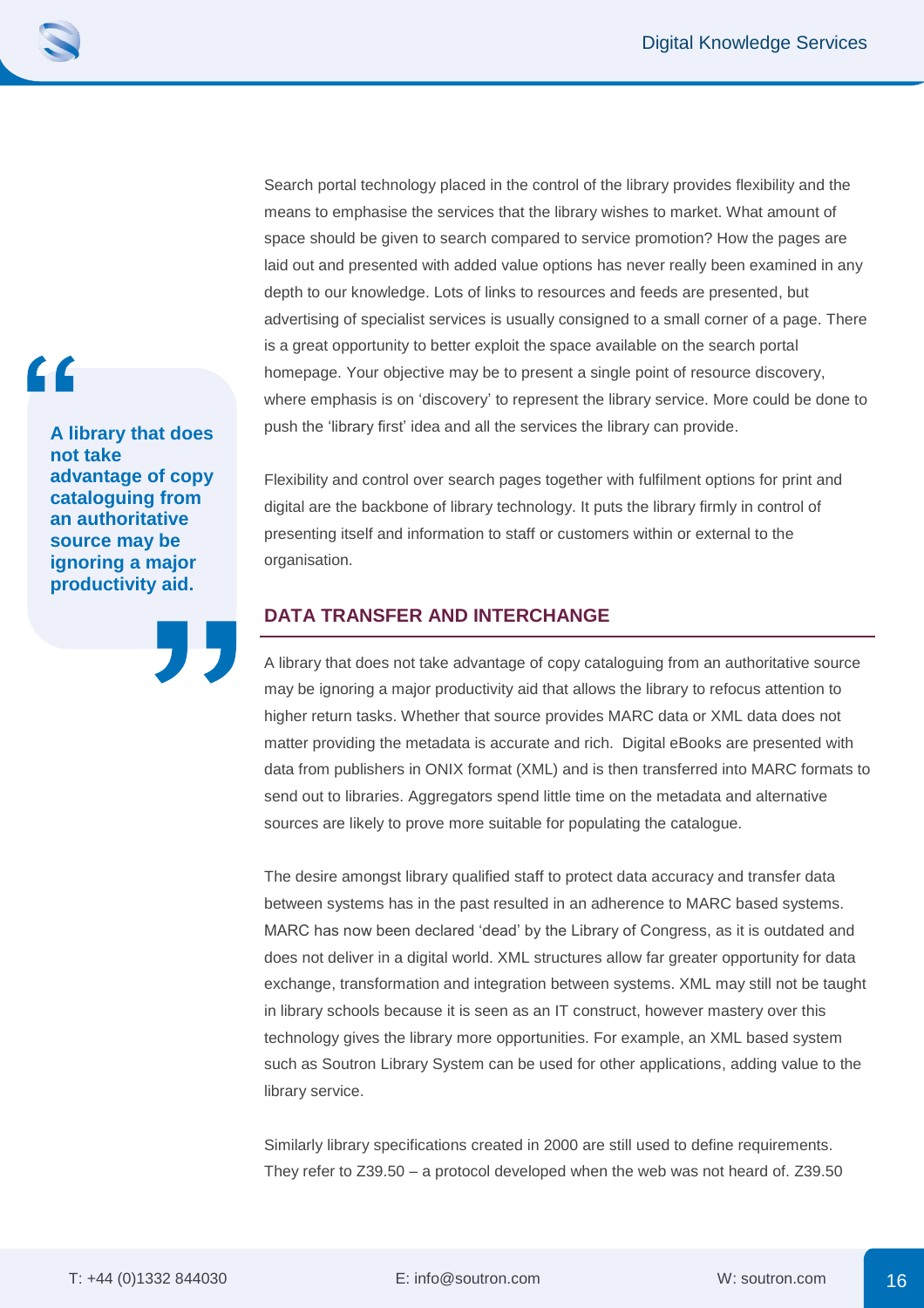Search portal technology placed in the control of the library provides flexibility and the means to emphasise the services that the library wishes to market. What amount of space should be given to search compared to service promotion? How the pages are laid out and presented with added value options has never really been examined in any depth to our knowledge. Lots of links to resources and feeds are presented, but advertising of specialist services is usually consigned to a small corner of a page. There is a great opportunity to better exploit the space available on the search portal homepage. Your objective may be to present a single point of resource discovery, where emphasis is on 'discovery' to represent the library service. More could be done to push the 'library first' idea and all the services the library can provide.

Flexibility and control over search pages together with fulfilment options for print and digital are the backbone of library technology. It puts the library firmly in control of presenting itself and information to staff or customers within or external to the organisation.

> **A library that does not take advantage of copy cataloguing from an authoritative source may be ignoring a major productivity aid.**

## DATA TRANSFER AND INTERCHANGE

A library that does not take advantage of copy cataloguing from an authoritative source may be ignoring a major productivity aid that allows the library to refocus attention to higher return tasks. Whether that source provides MARC data or XML data does not matter providing the metadata is accurate and rich. Digital eBooks are presented with data from publishers in ONIX format (XML) and is then transferred into MARC formats to send out to libraries. Aggregators spend little time on the metadata and alternative sources are likely to prove more suitable for populating the catalogue.

The desire amongst library qualified staff to protect data accuracy and transfer data between systems has in the past resulted in an adherence to MARC based systems. MARC has now been declared 'dead' by the Library of Congress, as it is outdated and does not deliver in a digital world. XML structures allow far greater opportunity for data exchange, transformation and integration between systems. XML may still not be taught in library schools because it is seen as an IT construct, however mastery over this technology gives the library more opportunities. For example, an XML based system such as Soutron Library System can be used for other applications, adding value to the library service.

Similarly library specifications created in 2000 are still used to define requirements. They refer to Z39.50 – a protocol developed when the web was not heard of. Z39.50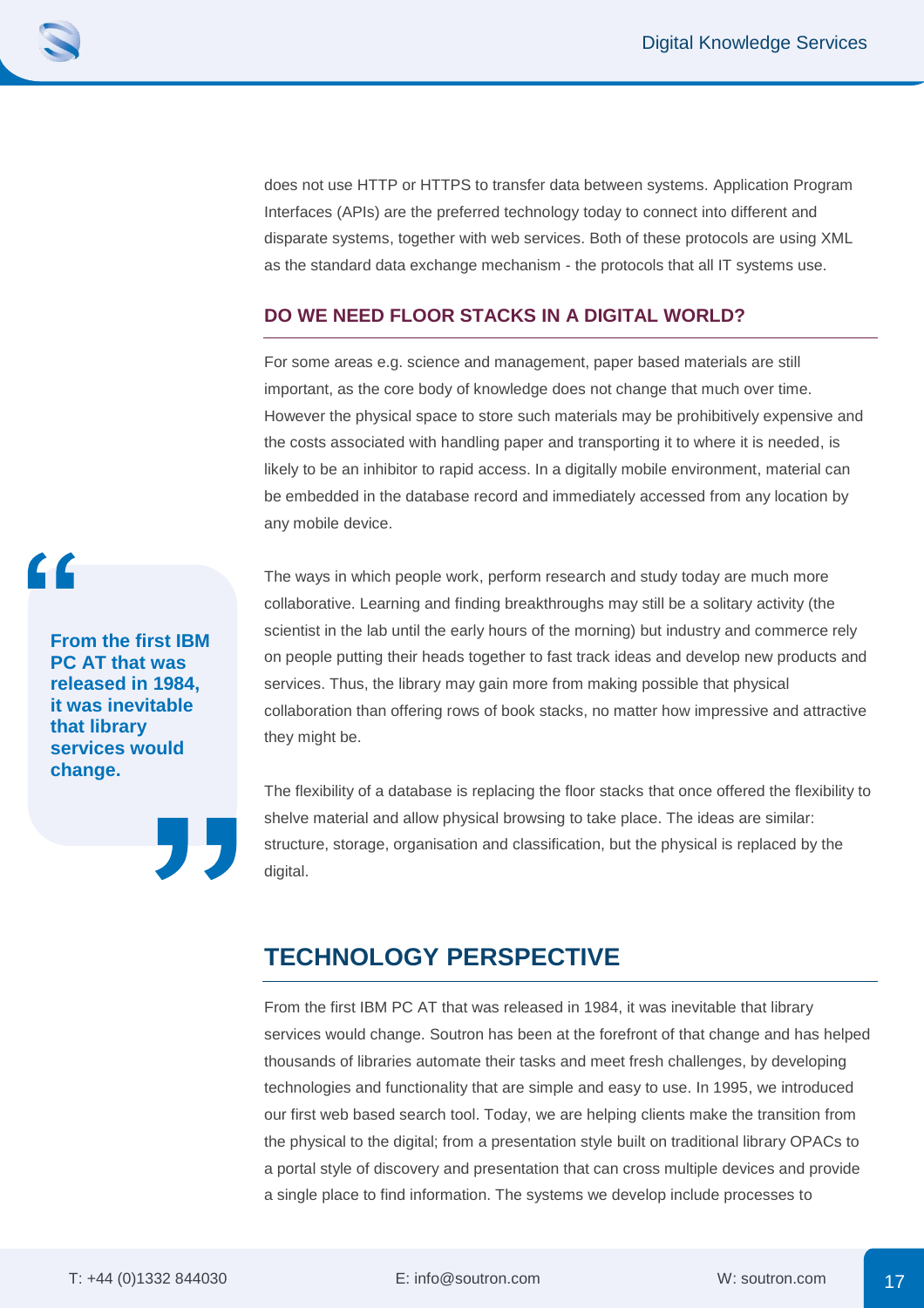does not use HTTP or HTTPS to transfer data between systems. Application Program Interfaces (APIs) are the preferred technology today to connect into different and disparate systems, together with web services. Both of these protocols are using XML as the standard data exchange mechanism - the protocols that all IT systems use.

### DO WE NEED FLOOR STACKS IN A DIGITAL WORLD?

For some areas e.g. science and management, paper based materials are still important, as the core body of knowledge does not change that much over time. However the physical space to store such materials may be prohibitively expensive and the costs associated with handling paper and transporting it to where it is needed, is likely to be an inhibitor to rapid access. In a digitally mobile environment, material can be embedded in the database record and immediately accessed from any location by any mobile device.

> **From the first IBM PC AT that was released in 1984, it was inevitable that library services would change.**

The ways in which people work, perform research and study today are much more collaborative. Learning and finding breakthroughs may still be a solitary activity (the scientist in the lab until the early hours of the morning) but industry and commerce rely on people putting their heads together to fast track ideas and develop new products and services. Thus, the library may gain more from making possible that physical collaboration than offering rows of book stacks, no matter how impressive and attractive they might be.

The flexibility of a database is replacing the floor stacks that once offered the flexibility to shelve material and allow physical browsing to take place. The ideas are similar: structure, storage, organisation and classification, but the physical is replaced by the digital.

## TECHNOLOGY PERSPECTIVE

From the first IBM PC AT that was released in 1984, it was inevitable that library services would change. Soutron has been at the forefront of that change and has helped thousands of libraries automate their tasks and meet fresh challenges, by developing technologies and functionality that are simple and easy to use. In 1995, we introduced our first web based search tool. Today, we are helping clients make the transition from the physical to the digital; from a presentation style built on traditional library OPACs to a portal style of discovery and presentation that can cross multiple devices and provide a single place to find information. The systems we develop include processes to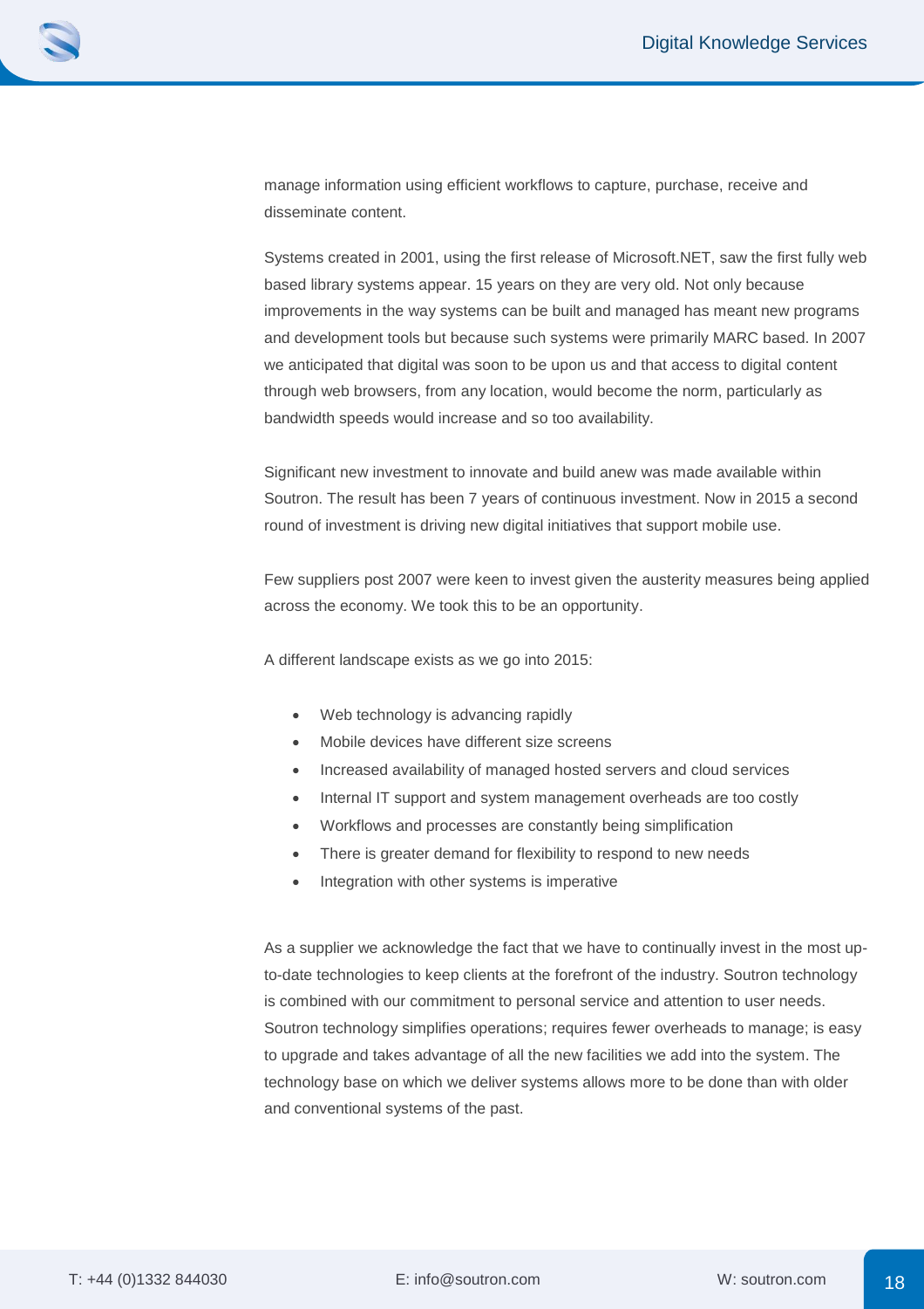manage information using efficient workflows to capture, purchase, receive and disseminate content.

Systems created in 2001, using the first release of Microsoft.NET, saw the first fully web based library systems appear. 15 years on they are very old. Not only because improvements in the way systems can be built and managed has meant new programs and development tools but because such systems were primarily MARC based. In 2007 we anticipated that digital was soon to be upon us and that access to digital content through web browsers, from any location, would become the norm, particularly as bandwidth speeds would increase and so too availability.

Significant new investment to innovate and build anew was made available within Soutron. The result has been 7 years of continuous investment. Now in 2015 a second round of investment is driving new digital initiatives that support mobile use.

Few suppliers post 2007 were keen to invest given the austerity measures being applied across the economy. We took this to be an opportunity.

A different landscape exists as we go into 2015:

- Web technology is advancing rapidly
- Mobile devices have different size screens
- Increased availability of managed hosted servers and cloud services
- Internal IT support and system management overheads are too costly
- Workflows and processes are constantly being simplification
- There is greater demand for flexibility to respond to new needs
- Integration with other systems is imperative

As a supplier we acknowledge the fact that we have to continually invest in the most up-to-date technologies to keep clients at the forefront of the industry. Soutron technology is combined with our commitment to personal service and attention to user needs. Soutron technology simplifies operations; requires fewer overheads to manage; is easy to upgrade and takes advantage of all the new facilities we add into the system. The technology base on which we deliver systems allows more to be done than with older and conventional systems of the past.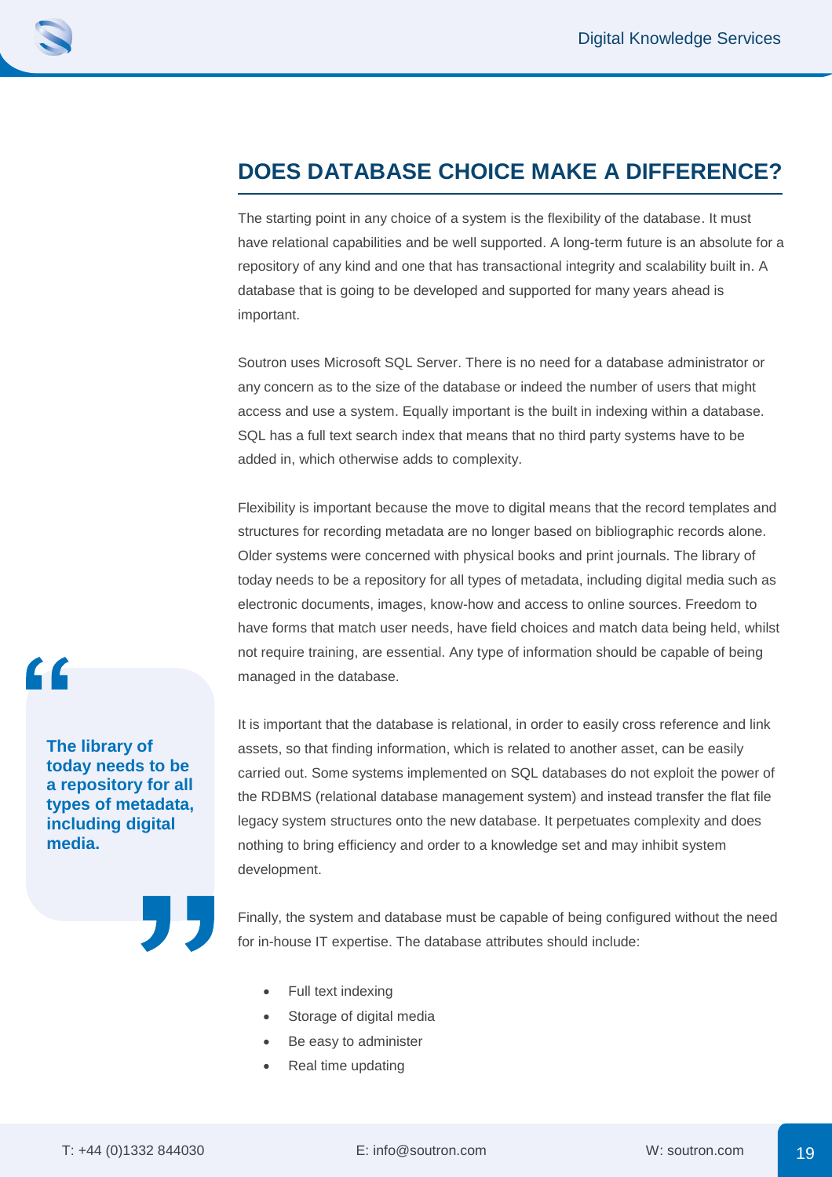## DOES DATABASE CHOICE MAKE A DIFFERENCE?

The starting point in any choice of a system is the flexibility of the database. It must have relational capabilities and be well supported. A long-term future is an absolute for a repository of any kind and one that has transactional integrity and scalability built in. A database that is going to be developed and supported for many years ahead is important.

Soutron uses Microsoft SQL Server. There is no need for a database administrator or any concern as to the size of the database or indeed the number of users that might access and use a system. Equally important is the built in indexing within a database. SQL has a full text search index that means that no third party systems have to be added in, which otherwise adds to complexity.

Flexibility is important because the move to digital means that the record templates and structures for recording metadata are no longer based on bibliographic records alone. Older systems were concerned with physical books and print journals. The library of today needs to be a repository for all types of metadata, including digital media such as electronic documents, images, know-how and access to online sources. Freedom to have forms that match user needs, have field choices and match data being held, whilst not require training, are essential. Any type of information should be capable of being managed in the database.

> **The library of today needs to be a repository for all types of metadata, including digital media.**

It is important that the database is relational, in order to easily cross reference and link assets, so that finding information, which is related to another asset, can be easily carried out. Some systems implemented on SQL databases do not exploit the power of the RDBMS (relational database management system) and instead transfer the flat file legacy system structures onto the new database. It perpetuates complexity and does nothing to bring efficiency and order to a knowledge set and may inhibit system development.

Finally, the system and database must be capable of being configured without the need for in-house IT expertise. The database attributes should include:

- Full text indexing
- Storage of digital media
- Be easy to administer
- Real time updating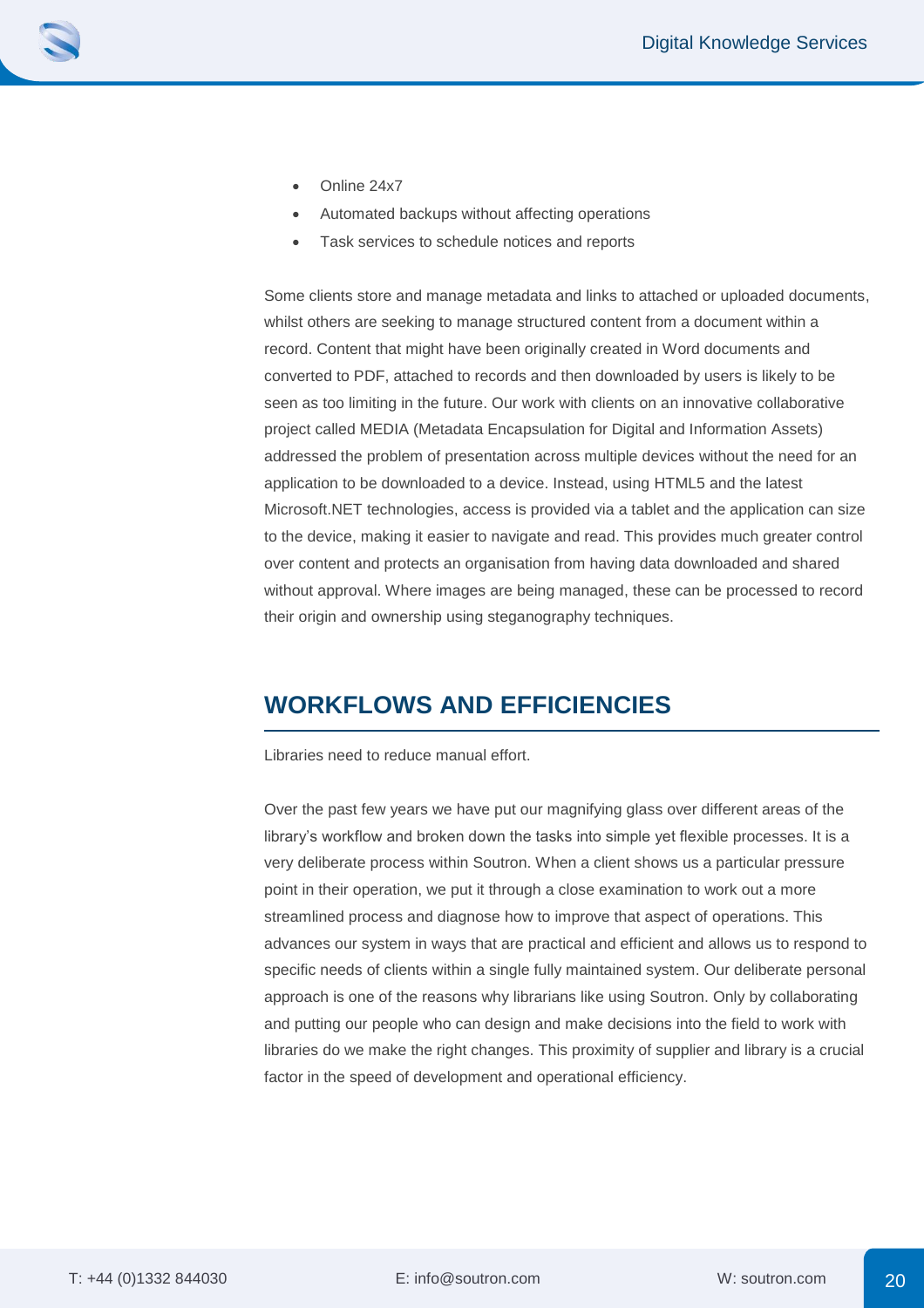- Online 24x7
- Automated backups without affecting operations
- Task services to schedule notices and reports

Some clients store and manage metadata and links to attached or uploaded documents, whilst others are seeking to manage structured content from a document within a record. Content that might have been originally created in Word documents and converted to PDF, attached to records and then downloaded by users is likely to be seen as too limiting in the future. Our work with clients on an innovative collaborative project called MEDIA (Metadata Encapsulation for Digital and Information Assets) addressed the problem of presentation across multiple devices without the need for an application to be downloaded to a device. Instead, using HTML5 and the latest Microsoft.NET technologies, access is provided via a tablet and the application can size to the device, making it easier to navigate and read. This provides much greater control over content and protects an organisation from having data downloaded and shared without approval. Where images are being managed, these can be processed to record their origin and ownership using steganography techniques.

## WORKFLOWS AND EFFICIENCIES

Libraries need to reduce manual effort.

Over the past few years we have put our magnifying glass over different areas of the library's workflow and broken down the tasks into simple yet flexible processes. It is a very deliberate process within Soutron. When a client shows us a particular pressure point in their operation, we put it through a close examination to work out a more streamlined process and diagnose how to improve that aspect of operations. This advances our system in ways that are practical and efficient and allows us to respond to specific needs of clients within a single fully maintained system. Our deliberate personal approach is one of the reasons why librarians like using Soutron. Only by collaborating and putting our people who can design and make decisions into the field to work with libraries do we make the right changes. This proximity of supplier and library is a crucial factor in the speed of development and operational efficiency.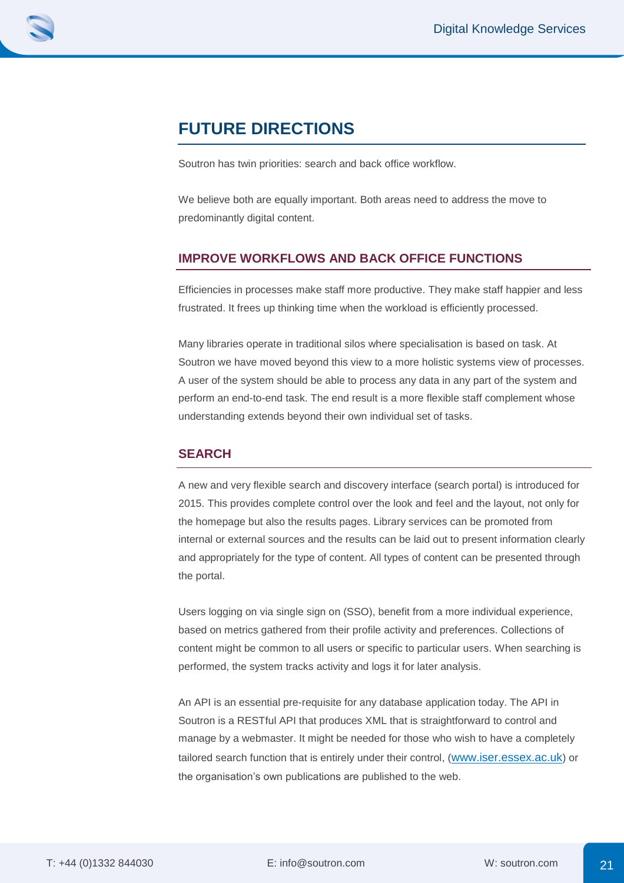# FUTURE DIRECTIONS

Soutron has twin priorities: search and back office workflow.

We believe both are equally important. Both areas need to address the move to predominantly digital content.

## IMPROVE WORKFLOWS AND BACK OFFICE FUNCTIONS

Efficiencies in processes make staff more productive. They make staff happier and less frustrated. It frees up thinking time when the workload is efficiently processed.

Many libraries operate in traditional silos where specialisation is based on task. At Soutron we have moved beyond this view to a more holistic systems view of processes. A user of the system should be able to process any data in any part of the system and perform an end-to-end task. The end result is a more flexible staff complement whose understanding extends beyond their own individual set of tasks.

## SEARCH

A new and very flexible search and discovery interface (search portal) is introduced for 2015. This provides complete control over the look and feel and the layout, not only for the homepage but also the results pages. Library services can be promoted from internal or external sources and the results can be laid out to present information clearly and appropriately for the type of content. All types of content can be presented through the portal.

Users logging on via single sign on (SSO), benefit from a more individual experience, based on metrics gathered from their profile activity and preferences. Collections of content might be common to all users or specific to particular users. When searching is performed, the system tracks activity and logs it for later analysis.

An API is an essential pre-requisite for any database application today. The API in Soutron is a RESTful API that produces XML that is straightforward to control and manage by a webmaster. It might be needed for those who wish to have a completely tailored search function that is entirely under their control, ([www.iser.essex.ac.uk](http://www.iser.essex.ac.uk)) or the organisation's own publications are published to the web.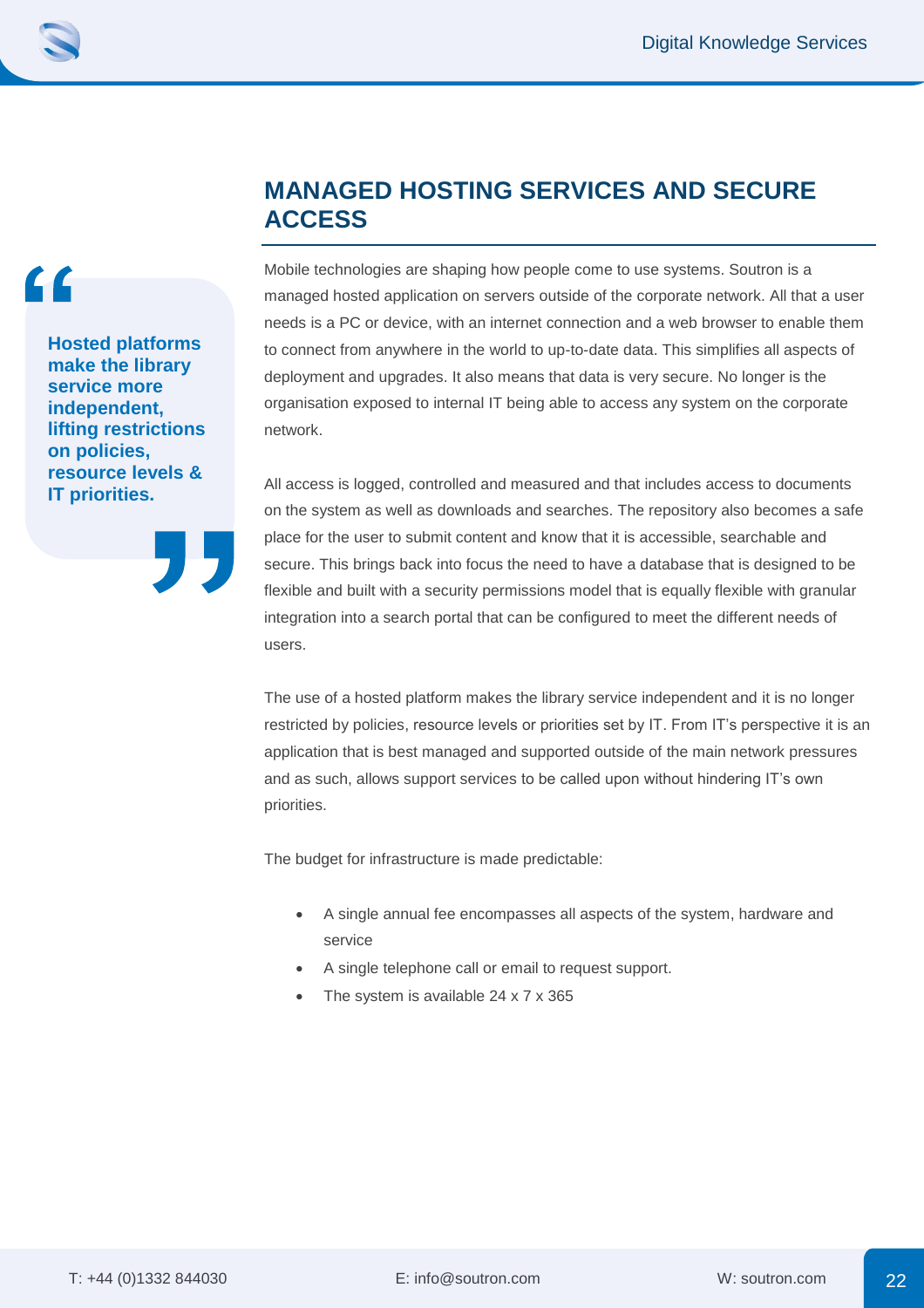## MANAGED HOSTING SERVICES AND SECURE ACCESS

> **Hosted platforms make the library service more independent, lifting restrictions on policies, resource levels & IT priorities.**

Mobile technologies are shaping how people come to use systems. Soutron is a managed hosted application on servers outside of the corporate network. All that a user needs is a PC or device, with an internet connection and a web browser to enable them to connect from anywhere in the world to up-to-date data. This simplifies all aspects of deployment and upgrades. It also means that data is very secure. No longer is the organisation exposed to internal IT being able to access any system on the corporate network.

All access is logged, controlled and measured and that includes access to documents on the system as well as downloads and searches. The repository also becomes a safe place for the user to submit content and know that it is accessible, searchable and secure. This brings back into focus the need to have a database that is designed to be flexible and built with a security permissions model that is equally flexible with granular integration into a search portal that can be configured to meet the different needs of users.

The use of a hosted platform makes the library service independent and it is no longer restricted by policies, resource levels or priorities set by IT. From IT's perspective it is an application that is best managed and supported outside of the main network pressures and as such, allows support services to be called upon without hindering IT's own priorities.

The budget for infrastructure is made predictable:

- A single annual fee encompasses all aspects of the system, hardware and service
- A single telephone call or email to request support.
- The system is available 24 x 7 x 365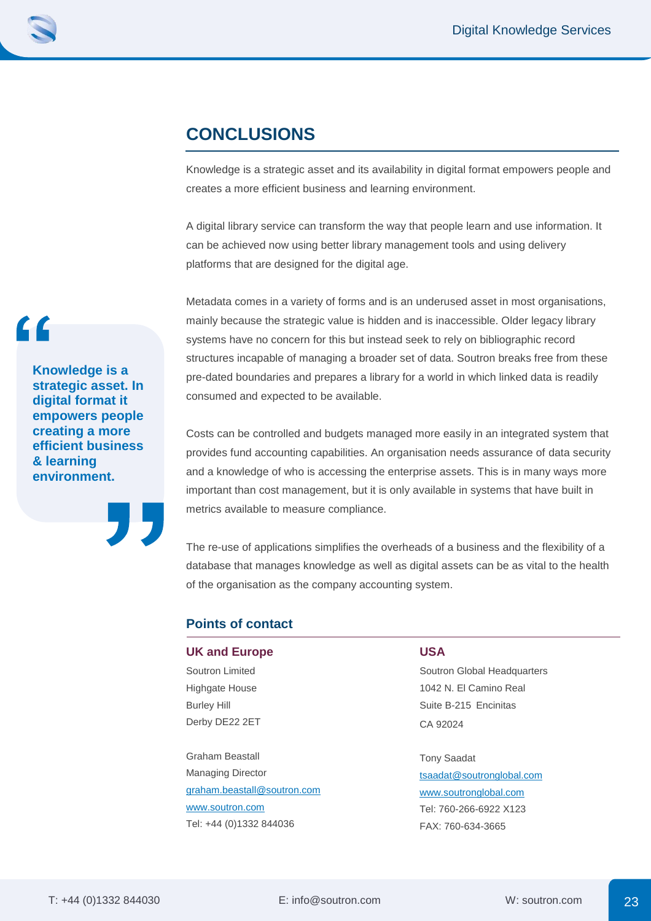## CONCLUSIONS

Knowledge is a strategic asset and its availability in digital format empowers people and creates a more efficient business and learning environment.

A digital library service can transform the way that people learn and use information. It can be achieved now using better library management tools and using delivery platforms that are designed for the digital age.

> **Knowledge is a strategic asset. In digital format it empowers people creating a more efficient business & learning environment.**

Metadata comes in a variety of forms and is an underused asset in most organisations, mainly because the strategic value is hidden and is inaccessible. Older legacy library systems have no concern for this but instead seek to rely on bibliographic record structures incapable of managing a broader set of data. Soutron breaks free from these pre-dated boundaries and prepares a library for a world in which linked data is readily consumed and expected to be available.

Costs can be controlled and budgets managed more easily in an integrated system that provides fund accounting capabilities. An organisation needs assurance of data security and a knowledge of who is accessing the enterprise assets. This is in many ways more important than cost management, but it is only available in systems that have built in metrics available to measure compliance.

The re-use of applications simplifies the overheads of a business and the flexibility of a database that manages knowledge as well as digital assets can be as vital to the health of the organisation as the company accounting system.

### Points of contact

#### UK and Europe

Soutron Limited
Highgate House
Burley Hill
Derby DE22 2ET

Graham Beastall
Managing Director
graham.beastall@soutron.com
www.soutron.com
Tel: +44 (0)1332 844036

#### USA

Soutron Global Headquarters
1042 N. El Camino Real
Suite B-215 Encinitas
CA 92024

Tony Saadat
tsaadat@soutronglobal.com
www.soutronglobal.com
Tel: 760-266-6922 X123
FAX: 760-634-3665